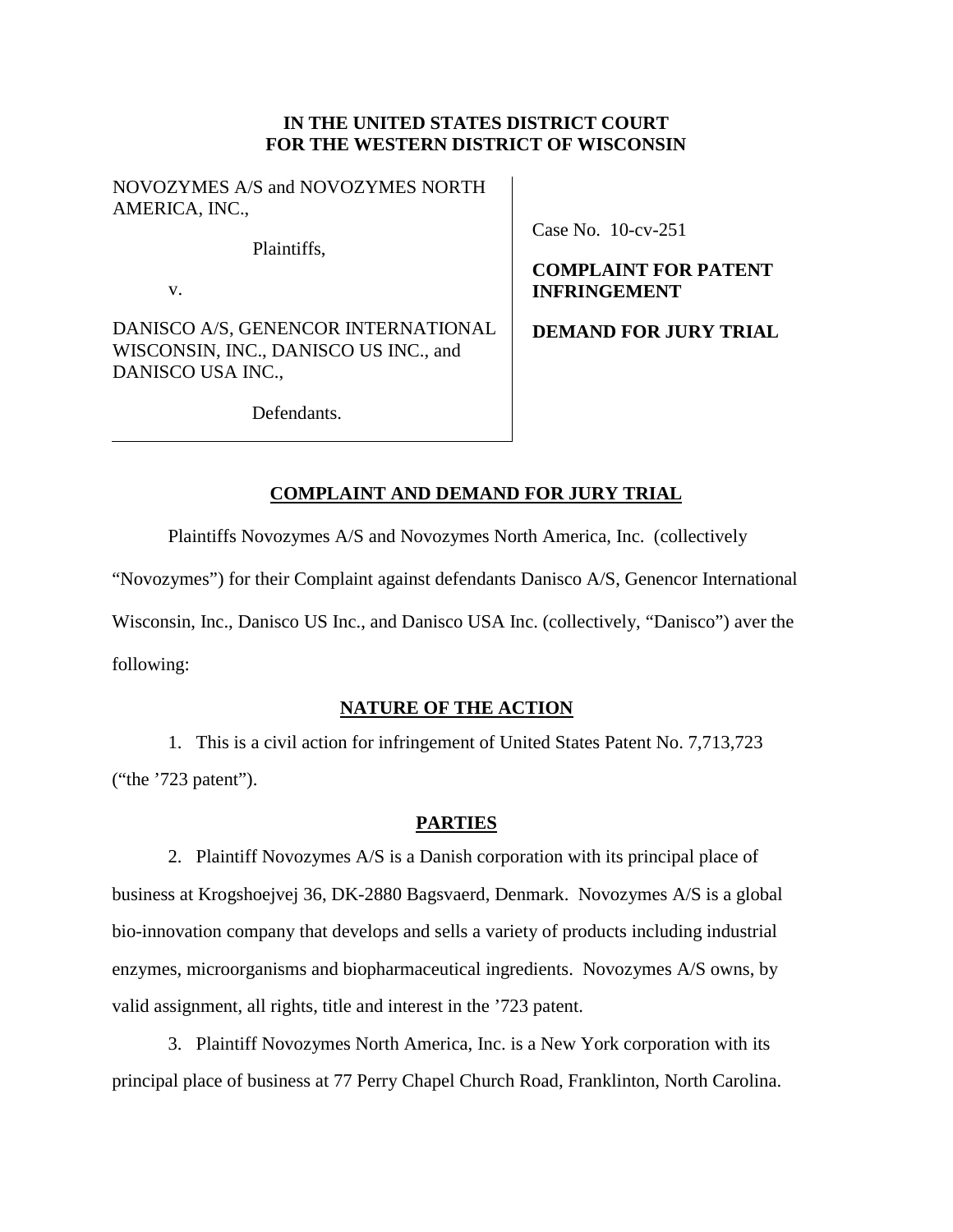**IN THE UNITED STATES DISTRICT COURT**
**FOR THE WESTERN DISTRICT OF WISCONSIN**

| | |
|---|---|
| NOVOZYMES A/S and NOVOZYMES NORTH AMERICA, INC., <br><br> Plaintiffs, <br><br> v. <br><br> DANISCO A/S, GENENCOR INTERNATIONAL WISCONSIN, INC., DANISCO US INC., and DANISCO USA INC., <br><br> Defendants. | Case No. 10-cv-251 <br><br> **COMPLAINT FOR PATENT INFRINGEMENT** <br><br> **DEMAND FOR JURY TRIAL** |

## COMPLAINT AND DEMAND FOR JURY TRIAL

Plaintiffs Novozymes A/S and Novozymes North America, Inc. (collectively "Novozymes") for their Complaint against defendants Danisco A/S, Genencor International Wisconsin, Inc., Danisco US Inc., and Danisco USA Inc. (collectively, "Danisco") aver the following:

## NATURE OF THE ACTION

1. This is a civil action for infringement of United States Patent No. 7,713,723 ("the '723 patent").

## PARTIES

2. Plaintiff Novozymes A/S is a Danish corporation with its principal place of business at Krogshoejvej 36, DK-2880 Bagsvaerd, Denmark. Novozymes A/S is a global bio-innovation company that develops and sells a variety of products including industrial enzymes, microorganisms and biopharmaceutical ingredients. Novozymes A/S owns, by valid assignment, all rights, title and interest in the '723 patent.

3. Plaintiff Novozymes North America, Inc. is a New York corporation with its principal place of business at 77 Perry Chapel Church Road, Franklinton, North Carolina.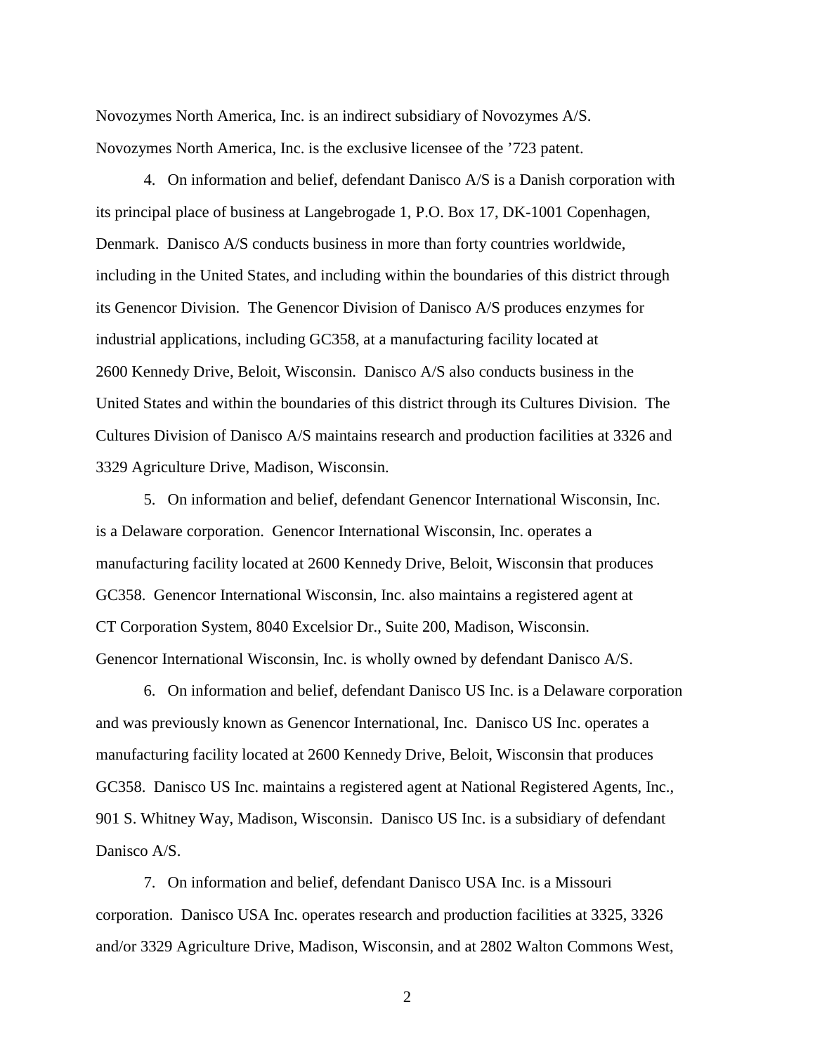Novozymes North America, Inc. is an indirect subsidiary of Novozymes A/S. Novozymes North America, Inc. is the exclusive licensee of the ’723 patent.

4. On information and belief, defendant Danisco A/S is a Danish corporation with its principal place of business at Langebrogade 1, P.O. Box 17, DK-1001 Copenhagen, Denmark. Danisco A/S conducts business in more than forty countries worldwide, including in the United States, and including within the boundaries of this district through its Genencor Division. The Genencor Division of Danisco A/S produces enzymes for industrial applications, including GC358, at a manufacturing facility located at 2600 Kennedy Drive, Beloit, Wisconsin. Danisco A/S also conducts business in the United States and within the boundaries of this district through its Cultures Division. The Cultures Division of Danisco A/S maintains research and production facilities at 3326 and 3329 Agriculture Drive, Madison, Wisconsin.

5. On information and belief, defendant Genencor International Wisconsin, Inc. is a Delaware corporation. Genencor International Wisconsin, Inc. operates a manufacturing facility located at 2600 Kennedy Drive, Beloit, Wisconsin that produces GC358. Genencor International Wisconsin, Inc. also maintains a registered agent at CT Corporation System, 8040 Excelsior Dr., Suite 200, Madison, Wisconsin. Genencor International Wisconsin, Inc. is wholly owned by defendant Danisco A/S.

6. On information and belief, defendant Danisco US Inc. is a Delaware corporation and was previously known as Genencor International, Inc. Danisco US Inc. operates a manufacturing facility located at 2600 Kennedy Drive, Beloit, Wisconsin that produces GC358. Danisco US Inc. maintains a registered agent at National Registered Agents, Inc., 901 S. Whitney Way, Madison, Wisconsin. Danisco US Inc. is a subsidiary of defendant Danisco A/S.

7. On information and belief, defendant Danisco USA Inc. is a Missouri corporation. Danisco USA Inc. operates research and production facilities at 3325, 3326 and/or 3329 Agriculture Drive, Madison, Wisconsin, and at 2802 Walton Commons West,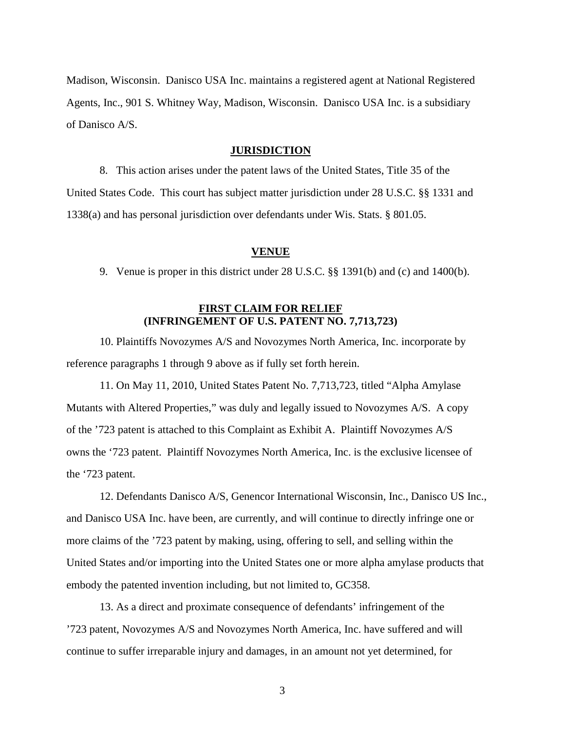Madison, Wisconsin. Danisco USA Inc. maintains a registered agent at National Registered Agents, Inc., 901 S. Whitney Way, Madison, Wisconsin. Danisco USA Inc. is a subsidiary of Danisco A/S.

## JURISDICTION

8. This action arises under the patent laws of the United States, Title 35 of the United States Code. This court has subject matter jurisdiction under 28 U.S.C. §§ 1331 and 1338(a) and has personal jurisdiction over defendants under Wis. Stats. § 801.05.

## VENUE

9. Venue is proper in this district under 28 U.S.C. §§ 1391(b) and (c) and 1400(b).

## FIRST CLAIM FOR RELIEF
## (INFRINGEMENT OF U.S. PATENT NO. 7,713,723)

10. Plaintiffs Novozymes A/S and Novozymes North America, Inc. incorporate by reference paragraphs 1 through 9 above as if fully set forth herein.

11. On May 11, 2010, United States Patent No. 7,713,723, titled "Alpha Amylase Mutants with Altered Properties," was duly and legally issued to Novozymes A/S. A copy of the '723 patent is attached to this Complaint as Exhibit A. Plaintiff Novozymes A/S owns the '723 patent. Plaintiff Novozymes North America, Inc. is the exclusive licensee of the '723 patent.

12. Defendants Danisco A/S, Genencor International Wisconsin, Inc., Danisco US Inc., and Danisco USA Inc. have been, are currently, and will continue to directly infringe one or more claims of the '723 patent by making, using, offering to sell, and selling within the United States and/or importing into the United States one or more alpha amylase products that embody the patented invention including, but not limited to, GC358.

13. As a direct and proximate consequence of defendants' infringement of the '723 patent, Novozymes A/S and Novozymes North America, Inc. have suffered and will continue to suffer irreparable injury and damages, in an amount not yet determined, for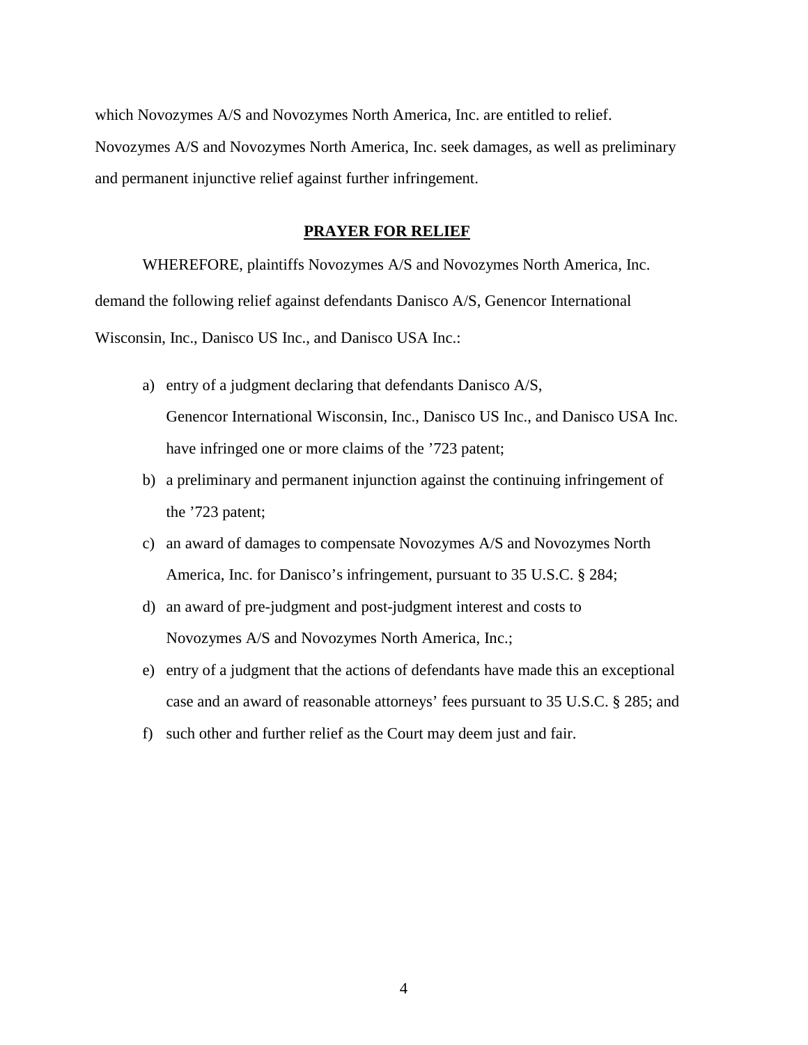which Novozymes A/S and Novozymes North America, Inc. are entitled to relief. Novozymes A/S and Novozymes North America, Inc. seek damages, as well as preliminary and permanent injunctive relief against further infringement.

## **PRAYER FOR RELIEF**

WHEREFORE, plaintiffs Novozymes A/S and Novozymes North America, Inc. demand the following relief against defendants Danisco A/S, Genencor International Wisconsin, Inc., Danisco US Inc., and Danisco USA Inc.:

a) entry of a judgment declaring that defendants Danisco A/S, Genencor International Wisconsin, Inc., Danisco US Inc., and Danisco USA Inc. have infringed one or more claims of the '723 patent;

b) a preliminary and permanent injunction against the continuing infringement of the '723 patent;

c) an award of damages to compensate Novozymes A/S and Novozymes North America, Inc. for Danisco's infringement, pursuant to 35 U.S.C. § 284;

d) an award of pre-judgment and post-judgment interest and costs to Novozymes A/S and Novozymes North America, Inc.;

e) entry of a judgment that the actions of defendants have made this an exceptional case and an award of reasonable attorneys' fees pursuant to 35 U.S.C. § 285; and

f) such other and further relief as the Court may deem just and fair.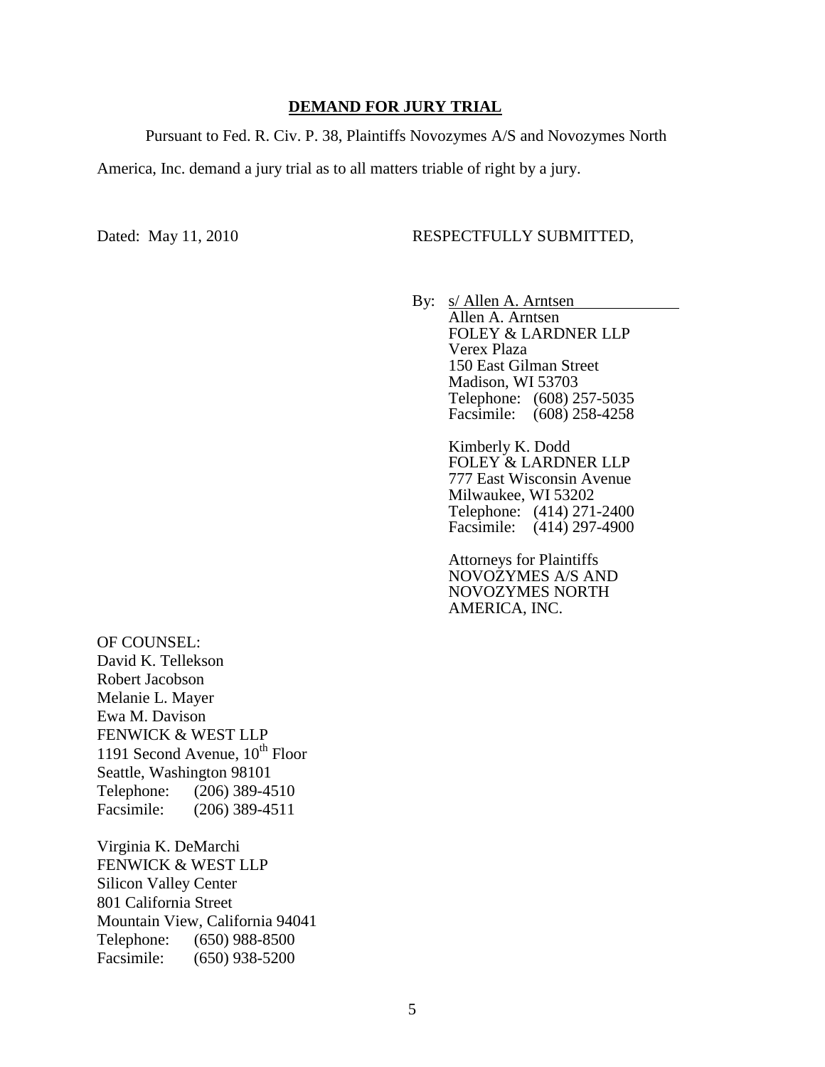## **DEMAND FOR JURY TRIAL**

Pursuant to Fed. R. Civ. P. 38, Plaintiffs Novozymes A/S and Novozymes North America, Inc. demand a jury trial as to all matters triable of right by a jury.

Dated: May 11, 2010

RESPECTFULLY SUBMITTED,

By: s/ Allen A. Arntsen
Allen A. Arntsen
FOLEY & LARDNER LLP
Verex Plaza
150 East Gilman Street
Madison, WI 53703
Telephone: (608) 257-5035
Facsimile: (608) 258-4258

Kimberly K. Dodd
FOLEY & LARDNER LLP
777 East Wisconsin Avenue
Milwaukee, WI 53202
Telephone: (414) 271-2400
Facsimile: (414) 297-4900

Attorneys for Plaintiffs
NOVOZYMES A/S AND
NOVOZYMES NORTH
AMERICA, INC.

OF COUNSEL:
David K. Tellekson
Robert Jacobson
Melanie L. Mayer
Ewa M. Davison
FENWICK & WEST LLP
1191 Second Avenue, 10th Floor
Seattle, Washington 98101
Telephone: (206) 389-4510
Facsimile: (206) 389-4511

Virginia K. DeMarchi
FENWICK & WEST LLP
Silicon Valley Center
801 California Street
Mountain View, California 94041
Telephone: (650) 988-8500
Facsimile: (650) 938-5200